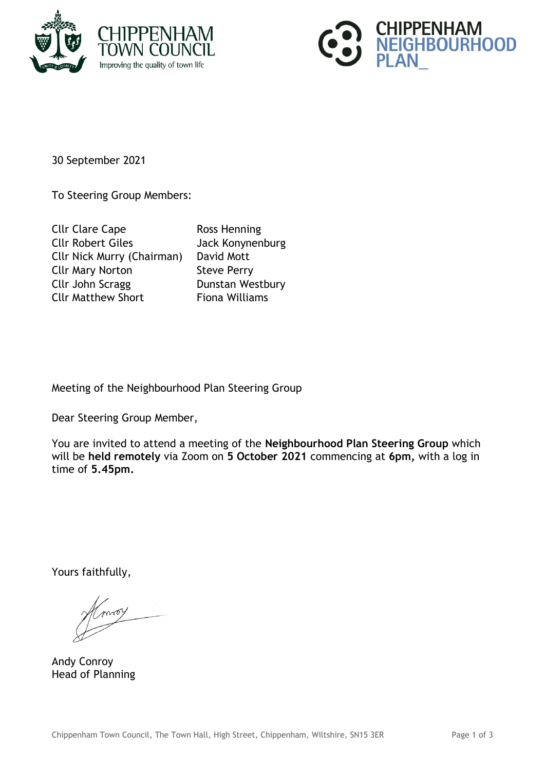CHIPPENHAM TOWN COUNCIL
Improving the quality of town life

CHIPPENHAM NEIGHBOURHOOD PLAN_

30 September 2021

To Steering Group Members:

| | |
|---|---|
| Cllr Clare Cape | Ross Henning |
| Cllr Robert Giles | Jack Konynenburg |
| Cllr Nick Murry (Chairman) | David Mott |
| Cllr Mary Norton | Steve Perry |
| Cllr John Scragg | Dunstan Westbury |
| Cllr Matthew Short | Fiona Williams |

Meeting of the Neighbourhood Plan Steering Group

Dear Steering Group Member,

You are invited to attend a meeting of the **Neighbourhood Plan Steering Group** which will be **held remotely** via Zoom on **5 October 2021** commencing at **6pm,** with a log in time of **5.45pm.**

Yours faithfully,

Andy Conroy
Head of Planning

Chippenham Town Council, The Town Hall, High Street, Chippenham, Wiltshire, SN15 3ER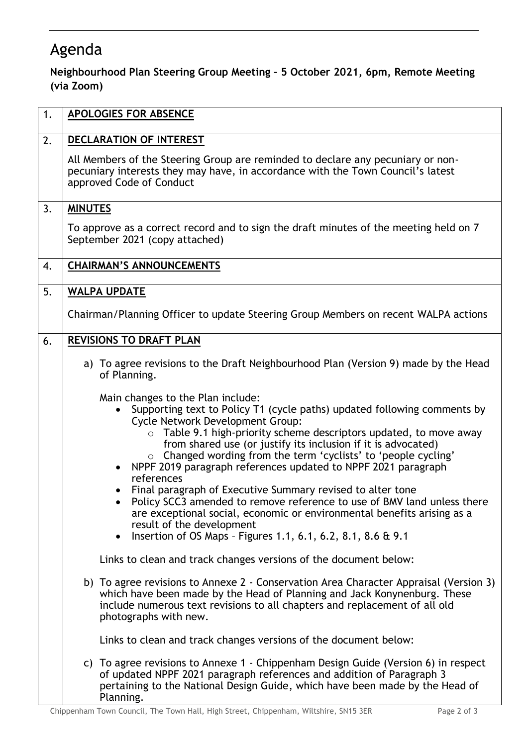# Agenda

**Neighbourhood Plan Steering Group Meeting – 5 October 2021, 6pm, Remote Meeting (via Zoom)**

| | |
|---|---|
| 1. | **APOLOGIES FOR ABSENCE** |
| 2. | **DECLARATION OF INTEREST**<br><br>All Members of the Steering Group are reminded to declare any pecuniary or non-pecuniary interests they may have, in accordance with the Town Council's latest approved Code of Conduct |
| 3. | **MINUTES**<br><br>To approve as a correct record and to sign the draft minutes of the meeting held on 7 September 2021 (copy attached) |
| 4. | **CHAIRMAN'S ANNOUNCEMENTS** |
| 5. | **WALPA UPDATE**<br><br>Chairman/Planning Officer to update Steering Group Members on recent WALPA actions |
| 6. | **REVISIONS TO DRAFT PLAN**<br><br>a) To agree revisions to the Draft Neighbourhood Plan (Version 9) made by the Head of Planning.<br><br>Main changes to the Plan include:<br>• Supporting text to Policy T1 (cycle paths) updated following comments by Cycle Network Development Group:<br>&nbsp;&nbsp;&nbsp;&nbsp;o Table 9.1 high-priority scheme descriptors updated, to move away from shared use (or justify its inclusion if it is advocated)<br>&nbsp;&nbsp;&nbsp;&nbsp;o Changed wording from the term 'cyclists' to 'people cycling'<br>• NPPF 2019 paragraph references updated to NPPF 2021 paragraph references<br>• Final paragraph of Executive Summary revised to alter tone<br>• Policy SCC3 amended to remove reference to use of BMV land unless there are exceptional social, economic or environmental benefits arising as a result of the development<br>• Insertion of OS Maps – Figures 1.1, 6.1, 6.2, 8.1, 8.6 & 9.1<br><br>Links to clean and track changes versions of the document below:<br><br>b) To agree revisions to Annexe 2 - Conservation Area Character Appraisal (Version 3) which have been made by the Head of Planning and Jack Konynenburg. These include numerous text revisions to all chapters and replacement of all old photographs with new.<br><br>Links to clean and track changes versions of the document below:<br><br>c) To agree revisions to Annexe 1 - Chippenham Design Guide (Version 6) in respect of updated NPPF 2021 paragraph references and addition of Paragraph 3 pertaining to the National Design Guide, which have been made by the Head of Planning. |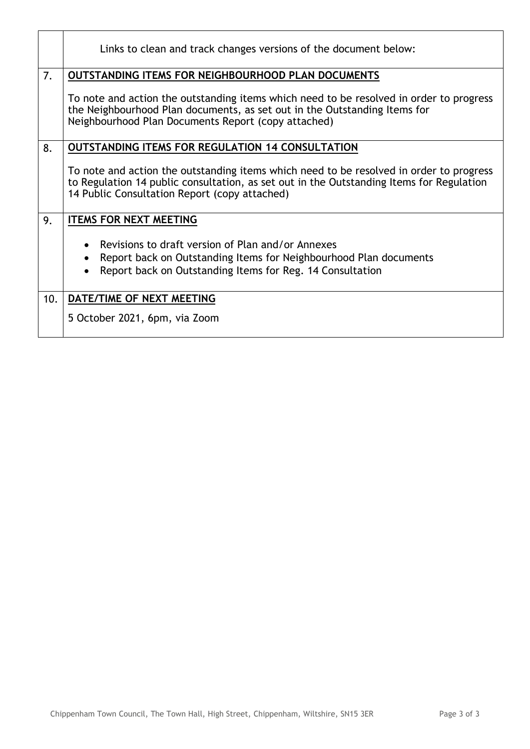| | |
|---|---|
| | Links to clean and track changes versions of the document below: |
| 7. | **OUTSTANDING ITEMS FOR NEIGHBOURHOOD PLAN DOCUMENTS**<br><br>To note and action the outstanding items which need to be resolved in order to progress the Neighbourhood Plan documents, as set out in the Outstanding Items for Neighbourhood Plan Documents Report (copy attached) |
| 8. | **OUTSTANDING ITEMS FOR REGULATION 14 CONSULTATION**<br><br>To note and action the outstanding items which need to be resolved in order to progress to Regulation 14 public consultation, as set out in the Outstanding Items for Regulation 14 Public Consultation Report (copy attached) |
| 9. | **ITEMS FOR NEXT MEETING**<br><br>• Revisions to draft version of Plan and/or Annexes<br>• Report back on Outstanding Items for Neighbourhood Plan documents<br>• Report back on Outstanding Items for Reg. 14 Consultation |
| 10. | **DATE/TIME OF NEXT MEETING**<br><br>5 October 2021, 6pm, via Zoom |

Chippenham Town Council, The Town Hall, High Street, Chippenham, Wiltshire, SN15 3ER